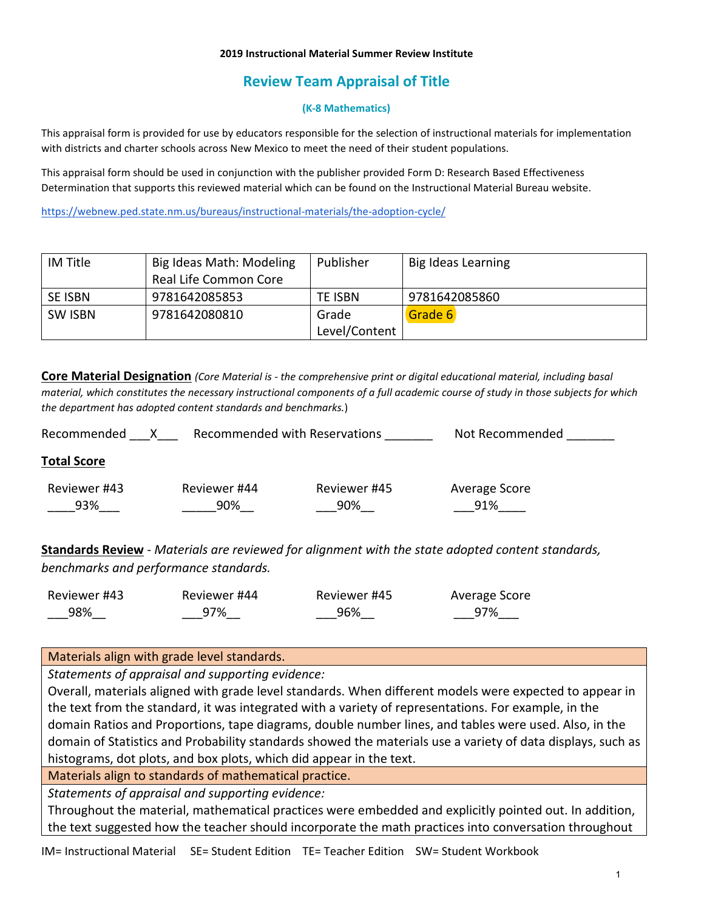**2019 Instructional Material Summer Review Institute**

## Review Team Appraisal of Title

**(K-8 Mathematics)**

This appraisal form is provided for use by educators responsible for the selection of instructional materials for implementation with districts and charter schools across New Mexico to meet the need of their student populations.

This appraisal form should be used in conjunction with the publisher provided Form D: Research Based Effectiveness Determination that supports this reviewed material which can be found on the Instructional Material Bureau website.

https://webnew.ped.state.nm.us/bureaus/instructional-materials/the-adoption-cycle/

| IM Title | Big Ideas Math: Modeling Real Life Common Core | Publisher | Big Ideas Learning |
|---|---|---|---|
| SE ISBN | 9781642085853 | TE ISBN | 9781642085860 |
| SW ISBN | 9781642080810 | Grade Level/Content | Grade 6 |

**Core Material Designation** *(Core Material is - the comprehensive print or digital educational material, including basal material, which constitutes the necessary instructional components of a full academic course of study in those subjects for which the department has adopted content standards and benchmarks.*)

Recommended ___X___ Recommended with Reservations _______ Not Recommended _______

**Total Score**

| Reviewer #43 | Reviewer #44 | Reviewer #45 | Average Score |
|---|---|---|---|
| 93% | 90% | 90% | 91% |

**Standards Review** - *Materials are reviewed for alignment with the state adopted content standards, benchmarks and performance standards.*

| Reviewer #43 | Reviewer #44 | Reviewer #45 | Average Score |
|---|---|---|---|
| 98% | 97% | 96% | 97% |

| Materials align with grade level standards. |
|---|
| *Statements of appraisal and supporting evidence:* Overall, materials aligned with grade level standards. When different models were expected to appear in the text from the standard, it was integrated with a variety of representations. For example, in the domain Ratios and Proportions, tape diagrams, double number lines, and tables were used. Also, in the domain of Statistics and Probability standards showed the materials use a variety of data displays, such as histograms, dot plots, and box plots, which did appear in the text. |
| **Materials align to standards of mathematical practice.** |
| *Statements of appraisal and supporting evidence:* Throughout the material, mathematical practices were embedded and explicitly pointed out. In addition, the text suggested how the teacher should incorporate the math practices into conversation throughout |

IM= Instructional Material SE= Student Edition TE= Teacher Edition SW= Student Workbook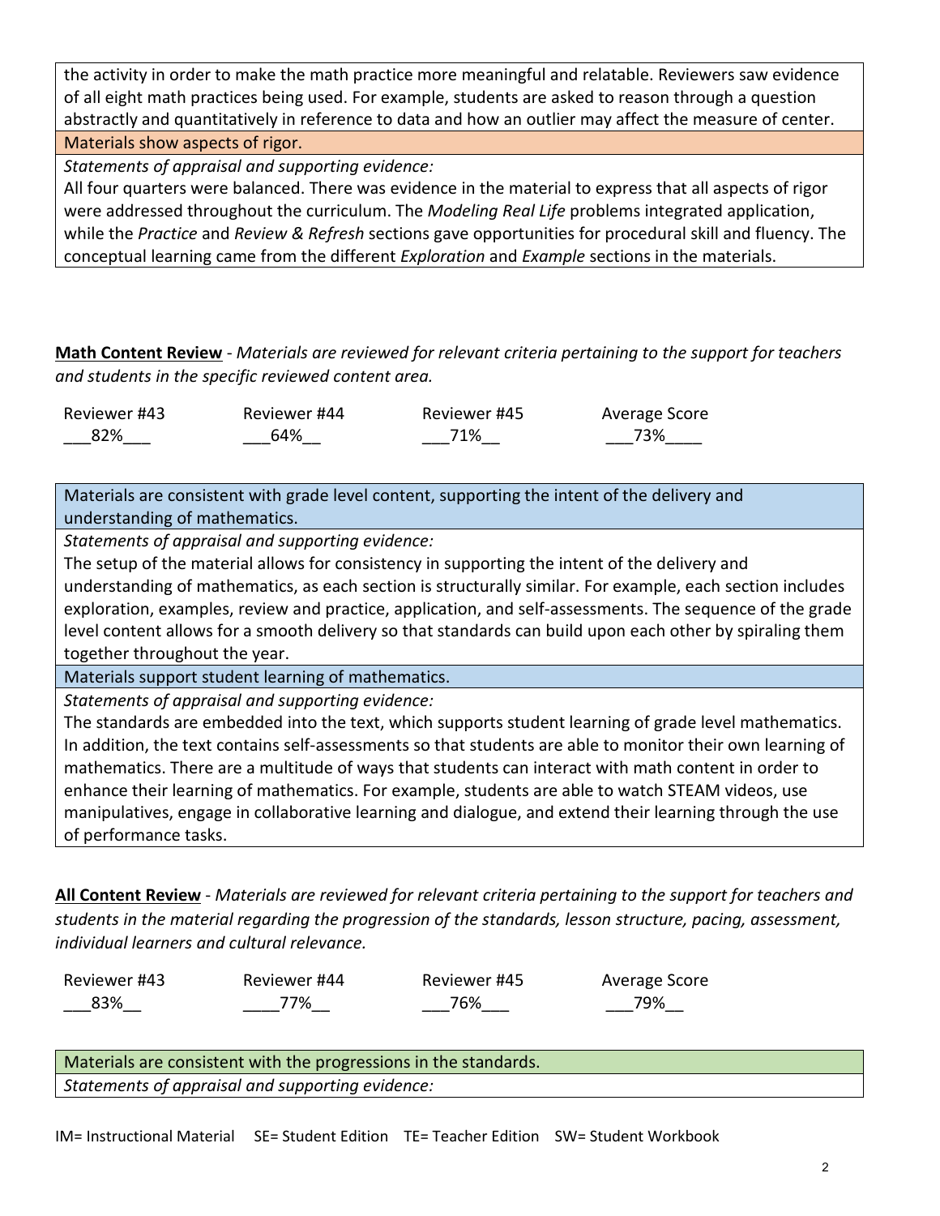| the activity in order to make the math practice more meaningful and relatable. Reviewers saw evidence of all eight math practices being used. For example, students are asked to reason through a question abstractly and quantitatively in reference to data and how an outlier may affect the measure of center. |
| --- |
| Materials show aspects of rigor. |
| *Statements of appraisal and supporting evidence:* |
| All four quarters were balanced. There was evidence in the material to express that all aspects of rigor were addressed throughout the curriculum. The *Modeling Real Life* problems integrated application, while the *Practice* and *Review & Refresh* sections gave opportunities for procedural skill and fluency. The conceptual learning came from the different *Exploration* and *Example* sections in the materials. |

**Math Content Review** - *Materials are reviewed for relevant criteria pertaining to the support for teachers and students in the specific reviewed content area.*

| Reviewer #43 | Reviewer #44 | Reviewer #45 | Average Score |
| --- | --- | --- | --- |
| 82% | 64% | 71% | 73% |

| Materials are consistent with grade level content, supporting the intent of the delivery and understanding of mathematics. |
| --- |
| *Statements of appraisal and supporting evidence:* |
| The setup of the material allows for consistency in supporting the intent of the delivery and understanding of mathematics, as each section is structurally similar. For example, each section includes exploration, examples, review and practice, application, and self-assessments. The sequence of the grade level content allows for a smooth delivery so that standards can build upon each other by spiraling them together throughout the year. |
| Materials support student learning of mathematics. |
| *Statements of appraisal and supporting evidence:* |
| The standards are embedded into the text, which supports student learning of grade level mathematics. In addition, the text contains self-assessments so that students are able to monitor their own learning of mathematics. There are a multitude of ways that students can interact with math content in order to enhance their learning of mathematics. For example, students are able to watch STEAM videos, use manipulatives, engage in collaborative learning and dialogue, and extend their learning through the use of performance tasks. |

**All Content Review** - *Materials are reviewed for relevant criteria pertaining to the support for teachers and students in the material regarding the progression of the standards, lesson structure, pacing, assessment, individual learners and cultural relevance.*

| Reviewer #43 | Reviewer #44 | Reviewer #45 | Average Score |
| --- | --- | --- | --- |
| 83% | 77% | 76% | 79% |

| Materials are consistent with the progressions in the standards. |
| --- |
| *Statements of appraisal and supporting evidence:* |

IM= Instructional Material SE= Student Edition TE= Teacher Edition SW= Student Workbook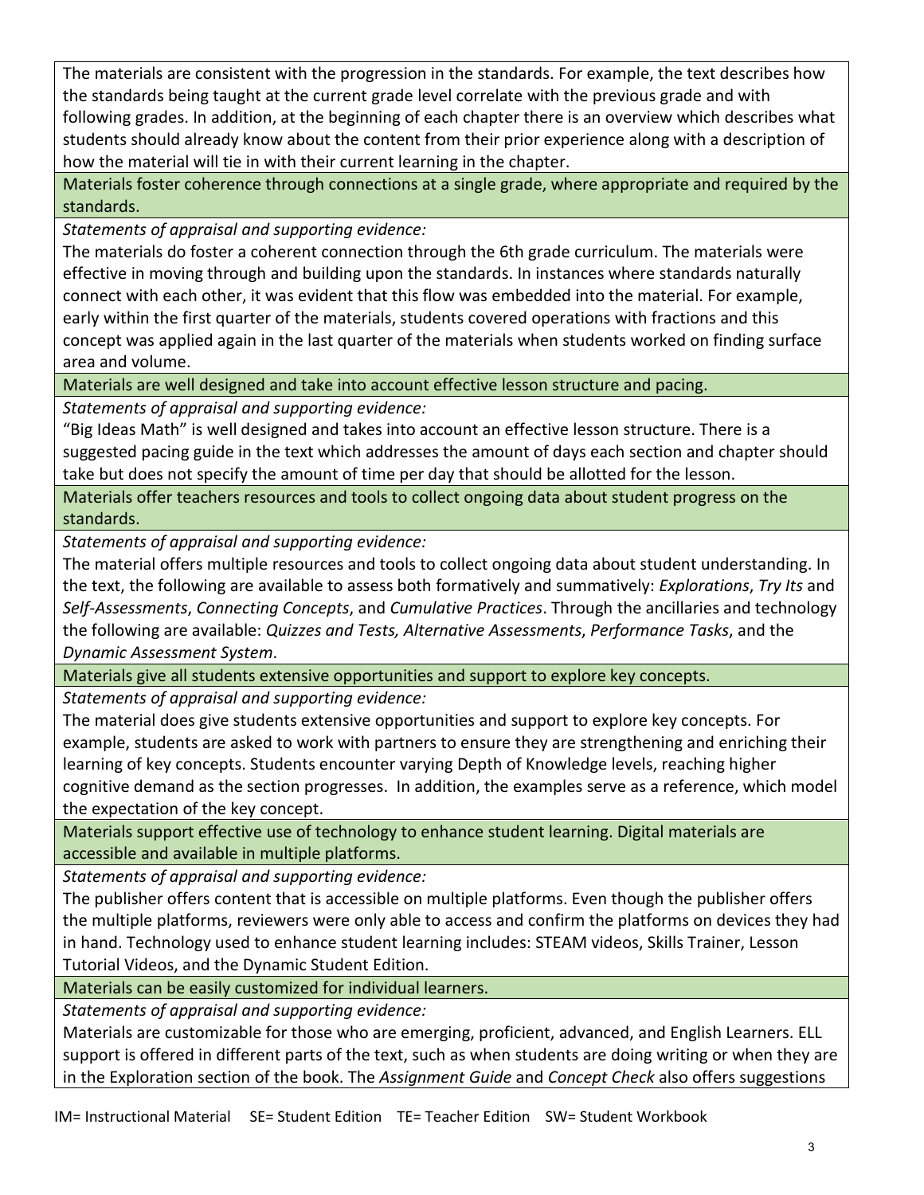The materials are consistent with the progression in the standards. For example, the text describes how the standards being taught at the current grade level correlate with the previous grade and with following grades. In addition, at the beginning of each chapter there is an overview which describes what students should already know about the content from their prior experience along with a description of how the material will tie in with their current learning in the chapter.

**Materials foster coherence through connections at a single grade, where appropriate and required by the standards.**

*Statements of appraisal and supporting evidence:*

The materials do foster a coherent connection through the 6th grade curriculum. The materials were effective in moving through and building upon the standards. In instances where standards naturally connect with each other, it was evident that this flow was embedded into the material. For example, early within the first quarter of the materials, students covered operations with fractions and this concept was applied again in the last quarter of the materials when students worked on finding surface area and volume.

**Materials are well designed and take into account effective lesson structure and pacing.**

*Statements of appraisal and supporting evidence:*

"Big Ideas Math" is well designed and takes into account an effective lesson structure. There is a suggested pacing guide in the text which addresses the amount of days each section and chapter should take but does not specify the amount of time per day that should be allotted for the lesson.

**Materials offer teachers resources and tools to collect ongoing data about student progress on the standards.**

*Statements of appraisal and supporting evidence:*

The material offers multiple resources and tools to collect ongoing data about student understanding. In the text, the following are available to assess both formatively and summatively: *Explorations*, *Try Its* and *Self-Assessments*, *Connecting Concepts*, and *Cumulative Practices*. Through the ancillaries and technology the following are available: *Quizzes and Tests, Alternative Assessments*, *Performance Tasks*, and the *Dynamic Assessment System*.

**Materials give all students extensive opportunities and support to explore key concepts.**

*Statements of appraisal and supporting evidence:*

The material does give students extensive opportunities and support to explore key concepts. For example, students are asked to work with partners to ensure they are strengthening and enriching their learning of key concepts. Students encounter varying Depth of Knowledge levels, reaching higher cognitive demand as the section progresses. In addition, the examples serve as a reference, which model the expectation of the key concept.

**Materials support effective use of technology to enhance student learning. Digital materials are accessible and available in multiple platforms.**

*Statements of appraisal and supporting evidence:*

The publisher offers content that is accessible on multiple platforms. Even though the publisher offers the multiple platforms, reviewers were only able to access and confirm the platforms on devices they had in hand. Technology used to enhance student learning includes: STEAM videos, Skills Trainer, Lesson Tutorial Videos, and the Dynamic Student Edition.

**Materials can be easily customized for individual learners.**

*Statements of appraisal and supporting evidence:*

Materials are customizable for those who are emerging, proficient, advanced, and English Learners. ELL support is offered in different parts of the text, such as when students are doing writing or when they are in the Exploration section of the book. The *Assignment Guide* and *Concept Check* also offers suggestions

IM= Instructional Material SE= Student Edition TE= Teacher Edition SW= Student Workbook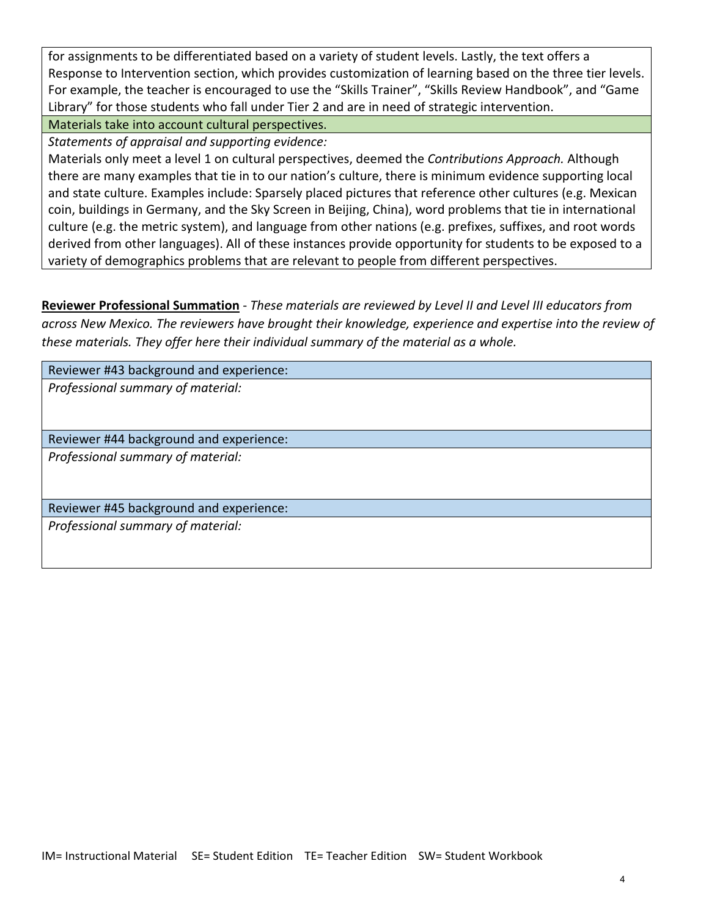for assignments to be differentiated based on a variety of student levels. Lastly, the text offers a Response to Intervention section, which provides customization of learning based on the three tier levels. For example, the teacher is encouraged to use the "Skills Trainer", "Skills Review Handbook", and "Game Library" for those students who fall under Tier 2 and are in need of strategic intervention.

| Materials take into account cultural perspectives. |
|---|
| *Statements of appraisal and supporting evidence:*<br>Materials only meet a level 1 on cultural perspectives, deemed the *Contributions Approach.* Although there are many examples that tie in to our nation's culture, there is minimum evidence supporting local and state culture. Examples include: Sparsely placed pictures that reference other cultures (e.g. Mexican coin, buildings in Germany, and the Sky Screen in Beijing, China), word problems that tie in international culture (e.g. the metric system), and language from other nations (e.g. prefixes, suffixes, and root words derived from other languages). All of these instances provide opportunity for students to be exposed to a variety of demographics problems that are relevant to people from different perspectives. |

**Reviewer Professional Summation** - *These materials are reviewed by Level II and Level III educators from across New Mexico. The reviewers have brought their knowledge, experience and expertise into the review of these materials. They offer here their individual summary of the material as a whole.*

| Reviewer #43 background and experience: |
|---|
| *Professional summary of material:* |

| Reviewer #44 background and experience: |
|---|
| *Professional summary of material:* |

| Reviewer #45 background and experience: |
|---|
| *Professional summary of material:* |

IM= Instructional Material SE= Student Edition TE= Teacher Edition SW= Student Workbook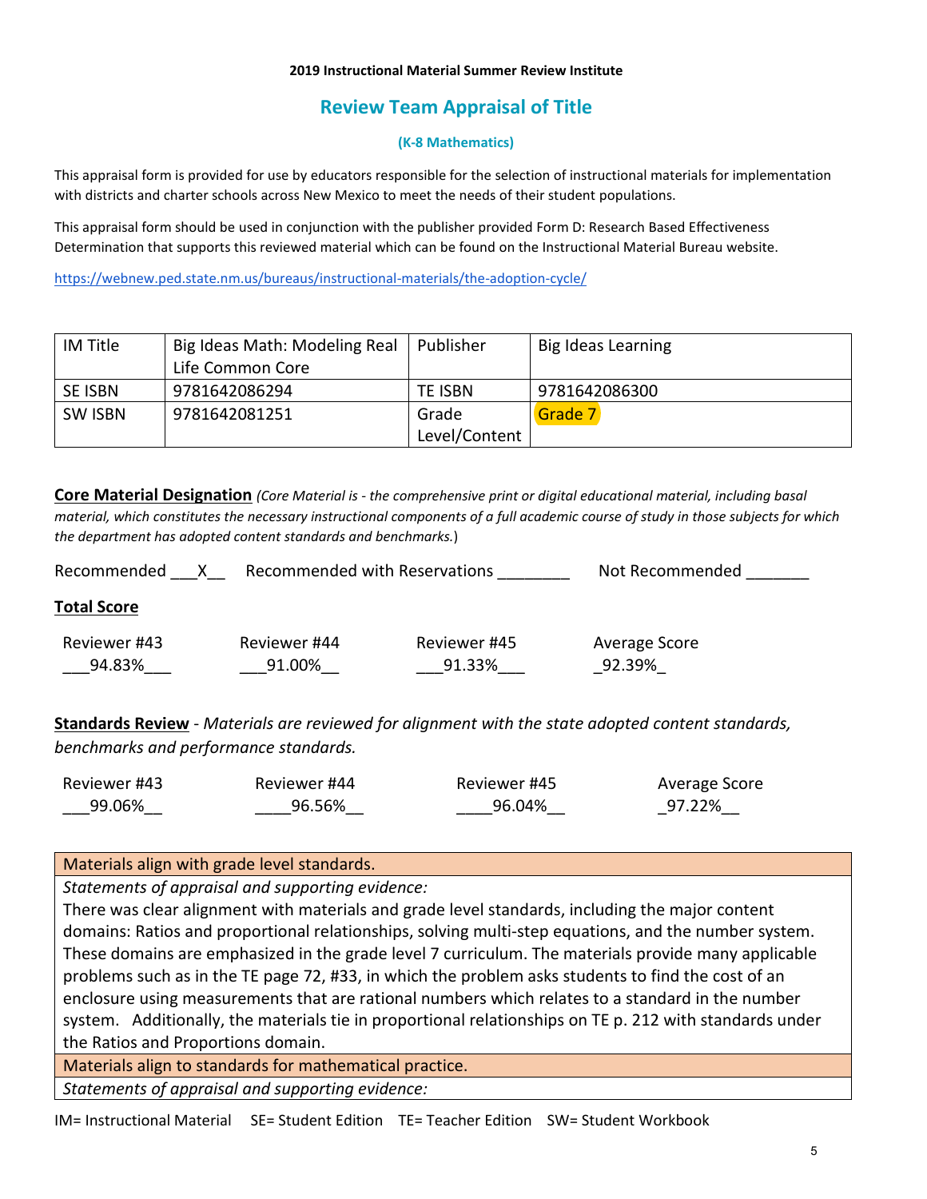**2019 Instructional Material Summer Review Institute**

## Review Team Appraisal of Title

**(K-8 Mathematics)**

This appraisal form is provided for use by educators responsible for the selection of instructional materials for implementation with districts and charter schools across New Mexico to meet the needs of their student populations.

This appraisal form should be used in conjunction with the publisher provided Form D: Research Based Effectiveness Determination that supports this reviewed material which can be found on the Instructional Material Bureau website.

https://webnew.ped.state.nm.us/bureaus/instructional-materials/the-adoption-cycle/

| IM Title | Big Ideas Math: Modeling Real Life Common Core | Publisher | Big Ideas Learning |
|---|---|---|---|
| SE ISBN | 9781642086294 | TE ISBN | 9781642086300 |
| SW ISBN | 9781642081251 | Grade Level/Content | Grade 7 |

**Core Material Designation** *(Core Material is - the comprehensive print or digital educational material, including basal material, which constitutes the necessary instructional components of a full academic course of study in those subjects for which the department has adopted content standards and benchmarks.*)

Recommended ___X__ Recommended with Reservations ________ Not Recommended _______

**Total Score**

| Reviewer #43 | Reviewer #44 | Reviewer #45 | Average Score |
|---|---|---|---|
| ___94.83%___ | ___91.00%__ | ___91.33%___ | _92.39%_ |

**Standards Review** - *Materials are reviewed for alignment with the state adopted content standards, benchmarks and performance standards.*

| Reviewer #43 | Reviewer #44 | Reviewer #45 | Average Score |
|---|---|---|---|
| ___99.06%__ | ____96.56%__ | ____96.04%__ | _97.22%__ |

| Materials align with grade level standards. |
|---|
| *Statements of appraisal and supporting evidence:* There was clear alignment with materials and grade level standards, including the major content domains: Ratios and proportional relationships, solving multi-step equations, and the number system. These domains are emphasized in the grade level 7 curriculum. The materials provide many applicable problems such as in the TE page 72, #33, in which the problem asks students to find the cost of an enclosure using measurements that are rational numbers which relates to a standard in the number system. Additionally, the materials tie in proportional relationships on TE p. 212 with standards under the Ratios and Proportions domain. |
| Materials align to standards for mathematical practice. |
| *Statements of appraisal and supporting evidence:* |

IM= Instructional Material SE= Student Edition TE= Teacher Edition SW= Student Workbook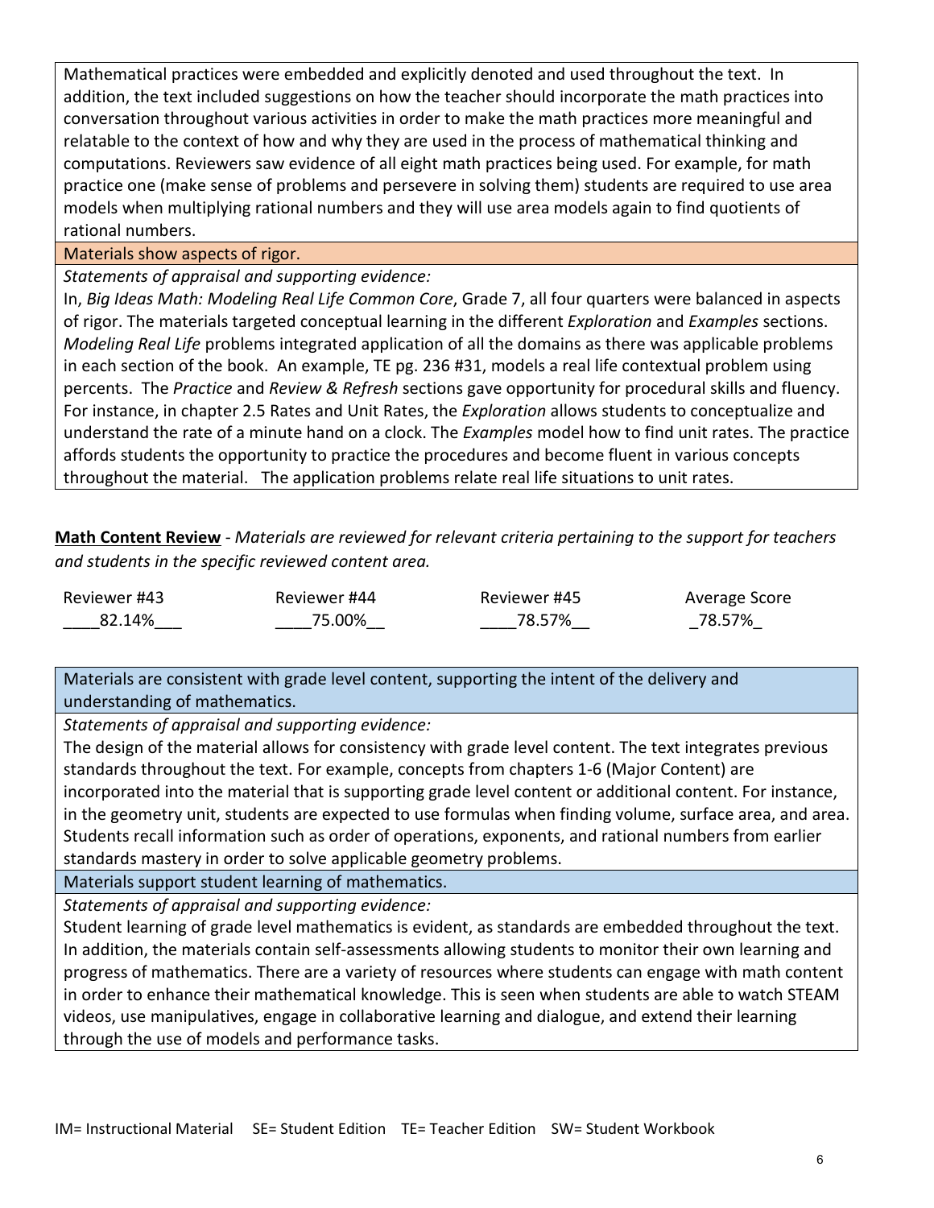Mathematical practices were embedded and explicitly denoted and used throughout the text. In addition, the text included suggestions on how the teacher should incorporate the math practices into conversation throughout various activities in order to make the math practices more meaningful and relatable to the context of how and why they are used in the process of mathematical thinking and computations. Reviewers saw evidence of all eight math practices being used. For example, for math practice one (make sense of problems and persevere in solving them) students are required to use area models when multiplying rational numbers and they will use area models again to find quotients of rational numbers.

Materials show aspects of rigor.

*Statements of appraisal and supporting evidence:*

In, *Big Ideas Math: Modeling Real Life Common Core*, Grade 7, all four quarters were balanced in aspects of rigor. The materials targeted conceptual learning in the different *Exploration* and *Examples* sections. *Modeling Real Life* problems integrated application of all the domains as there was applicable problems in each section of the book. An example, TE pg. 236 #31, models a real life contextual problem using percents. The *Practice* and *Review & Refresh* sections gave opportunity for procedural skills and fluency. For instance, in chapter 2.5 Rates and Unit Rates, the *Exploration* allows students to conceptualize and understand the rate of a minute hand on a clock. The *Examples* model how to find unit rates. The practice affords students the opportunity to practice the procedures and become fluent in various concepts throughout the material. The application problems relate real life situations to unit rates.

**Math Content Review** - *Materials are reviewed for relevant criteria pertaining to the support for teachers and students in the specific reviewed content area.*

| Reviewer #43 | Reviewer #44 | Reviewer #45 | Average Score |
|---|---|---|---|
| ____82.14%___ | ____75.00%__ | ____78.57%__ | _78.57%_ |

Materials are consistent with grade level content, supporting the intent of the delivery and understanding of mathematics.

*Statements of appraisal and supporting evidence:*

The design of the material allows for consistency with grade level content. The text integrates previous standards throughout the text. For example, concepts from chapters 1-6 (Major Content) are incorporated into the material that is supporting grade level content or additional content. For instance, in the geometry unit, students are expected to use formulas when finding volume, surface area, and area. Students recall information such as order of operations, exponents, and rational numbers from earlier standards mastery in order to solve applicable geometry problems.

Materials support student learning of mathematics.

*Statements of appraisal and supporting evidence:*

Student learning of grade level mathematics is evident, as standards are embedded throughout the text. In addition, the materials contain self-assessments allowing students to monitor their own learning and progress of mathematics. There are a variety of resources where students can engage with math content in order to enhance their mathematical knowledge. This is seen when students are able to watch STEAM videos, use manipulatives, engage in collaborative learning and dialogue, and extend their learning through the use of models and performance tasks.

IM= Instructional Material SE= Student Edition TE= Teacher Edition SW= Student Workbook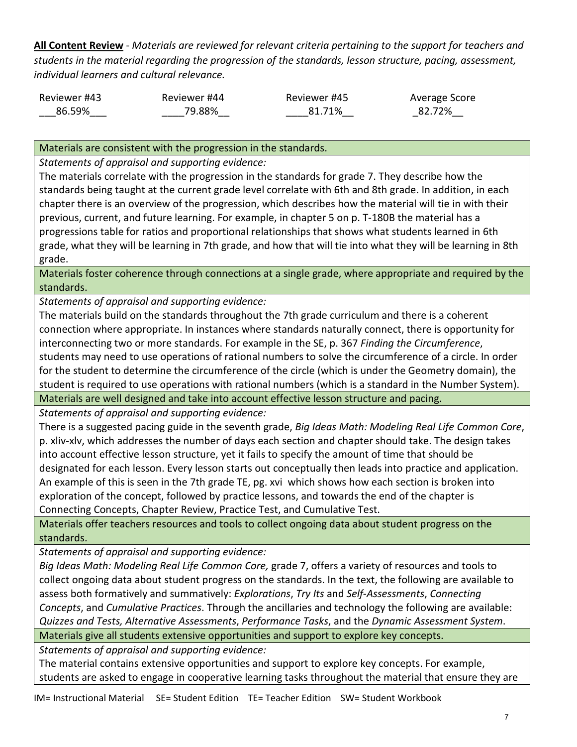**All Content Review** - *Materials are reviewed for relevant criteria pertaining to the support for teachers and students in the material regarding the progression of the standards, lesson structure, pacing, assessment, individual learners and cultural relevance.*

| Reviewer #43 | Reviewer #44 | Reviewer #45 | Average Score |
|---|---|---|---|
| ___86.59%___ | ____79.88%__ | ____81.71%__ | _82.72%__ |

| Materials are consistent with the progression in the standards. |
|---|
| *Statements of appraisal and supporting evidence:* |
| The materials correlate with the progression in the standards for grade 7. They describe how the standards being taught at the current grade level correlate with 6th and 8th grade. In addition, in each chapter there is an overview of the progression, which describes how the material will tie in with their previous, current, and future learning. For example, in chapter 5 on p. T-180B the material has a progressions table for ratios and proportional relationships that shows what students learned in 6th grade, what they will be learning in 7th grade, and how that will tie into what they will be learning in 8th grade. |
| Materials foster coherence through connections at a single grade, where appropriate and required by the standards. |
| *Statements of appraisal and supporting evidence:* |
| The materials build on the standards throughout the 7th grade curriculum and there is a coherent connection where appropriate. In instances where standards naturally connect, there is opportunity for interconnecting two or more standards. For example in the SE, p. 367 *Finding the Circumference*, students may need to use operations of rational numbers to solve the circumference of a circle. In order for the student to determine the circumference of the circle (which is under the Geometry domain), the student is required to use operations with rational numbers (which is a standard in the Number System). |
| Materials are well designed and take into account effective lesson structure and pacing. |
| *Statements of appraisal and supporting evidence:* |
| There is a suggested pacing guide in the seventh grade, *Big Ideas Math: Modeling Real Life Common Core*, p. xliv-xlv, which addresses the number of days each section and chapter should take. The design takes into account effective lesson structure, yet it fails to specify the amount of time that should be designated for each lesson. Every lesson starts out conceptually then leads into practice and application. An example of this is seen in the 7th grade TE, pg. xvi which shows how each section is broken into exploration of the concept, followed by practice lessons, and towards the end of the chapter is Connecting Concepts, Chapter Review, Practice Test, and Cumulative Test. |
| Materials offer teachers resources and tools to collect ongoing data about student progress on the standards. |
| *Statements of appraisal and supporting evidence:* |
| *Big Ideas Math: Modeling Real Life Common Core,* grade 7, offers a variety of resources and tools to collect ongoing data about student progress on the standards. In the text, the following are available to assess both formatively and summatively: *Explorations*, *Try Its* and *Self-Assessments*, *Connecting Concepts*, and *Cumulative Practices*. Through the ancillaries and technology the following are available: *Quizzes and Tests, Alternative Assessments*, *Performance Tasks*, and the *Dynamic Assessment System*. |
| Materials give all students extensive opportunities and support to explore key concepts. |
| *Statements of appraisal and supporting evidence:* |
| The material contains extensive opportunities and support to explore key concepts. For example, students are asked to engage in cooperative learning tasks throughout the material that ensure they are |

IM= Instructional Material SE= Student Edition TE= Teacher Edition SW= Student Workbook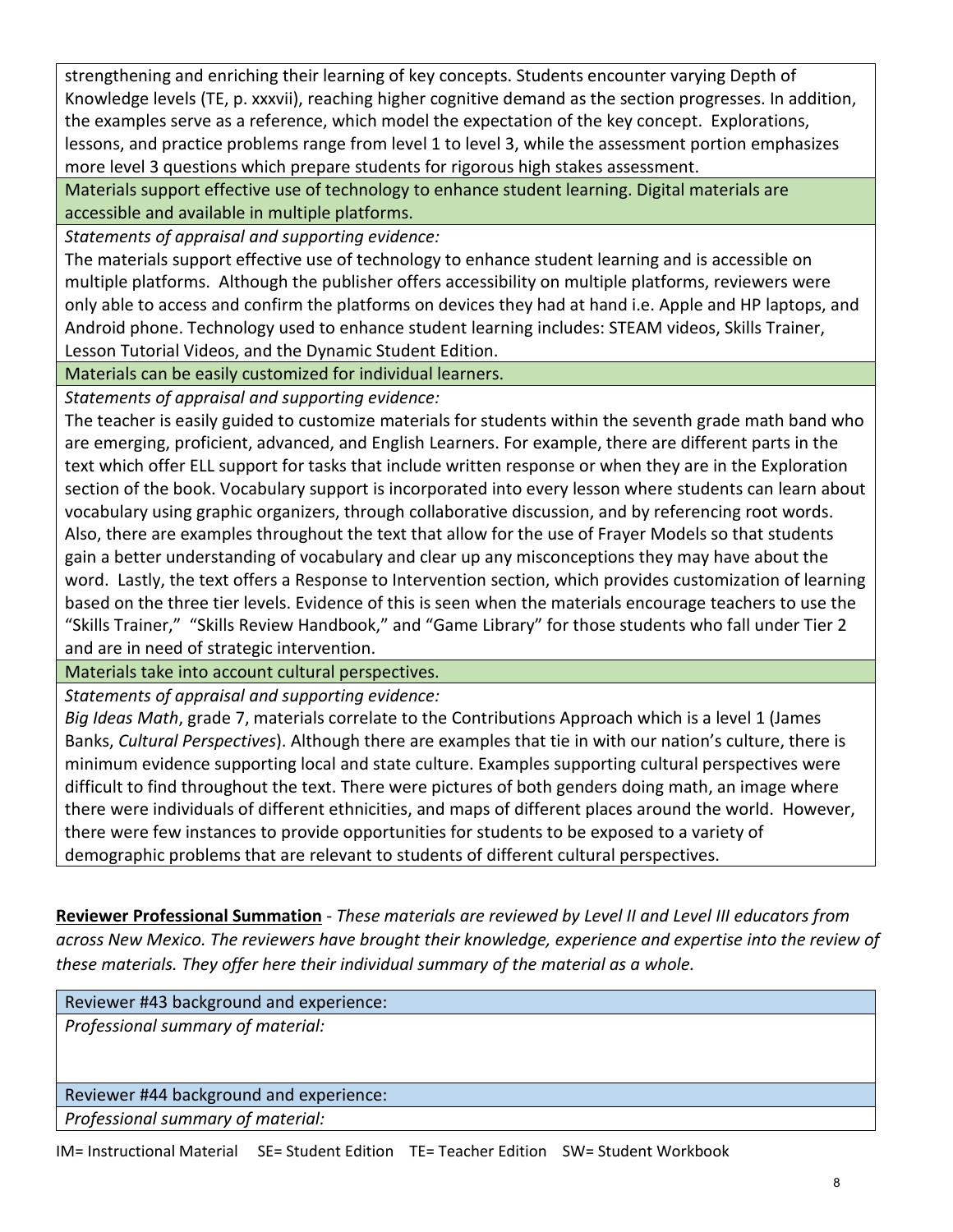strengthening and enriching their learning of key concepts. Students encounter varying Depth of Knowledge levels (TE, p. xxxvii), reaching higher cognitive demand as the section progresses. In addition, the examples serve as a reference, which model the expectation of the key concept. Explorations, lessons, and practice problems range from level 1 to level 3, while the assessment portion emphasizes more level 3 questions which prepare students for rigorous high stakes assessment.

**Materials support effective use of technology to enhance student learning. Digital materials are accessible and available in multiple platforms.**

*Statements of appraisal and supporting evidence:*

The materials support effective use of technology to enhance student learning and is accessible on multiple platforms. Although the publisher offers accessibility on multiple platforms, reviewers were only able to access and confirm the platforms on devices they had at hand i.e. Apple and HP laptops, and Android phone. Technology used to enhance student learning includes: STEAM videos, Skills Trainer, Lesson Tutorial Videos, and the Dynamic Student Edition.

**Materials can be easily customized for individual learners.**

*Statements of appraisal and supporting evidence:*

The teacher is easily guided to customize materials for students within the seventh grade math band who are emerging, proficient, advanced, and English Learners. For example, there are different parts in the text which offer ELL support for tasks that include written response or when they are in the Exploration section of the book. Vocabulary support is incorporated into every lesson where students can learn about vocabulary using graphic organizers, through collaborative discussion, and by referencing root words. Also, there are examples throughout the text that allow for the use of Frayer Models so that students gain a better understanding of vocabulary and clear up any misconceptions they may have about the word. Lastly, the text offers a Response to Intervention section, which provides customization of learning based on the three tier levels. Evidence of this is seen when the materials encourage teachers to use the "Skills Trainer," "Skills Review Handbook," and "Game Library" for those students who fall under Tier 2 and are in need of strategic intervention.

**Materials take into account cultural perspectives.**

*Statements of appraisal and supporting evidence:*

*Big Ideas Math*, grade 7, materials correlate to the Contributions Approach which is a level 1 (James Banks, *Cultural Perspectives*). Although there are examples that tie in with our nation's culture, there is minimum evidence supporting local and state culture. Examples supporting cultural perspectives were difficult to find throughout the text. There were pictures of both genders doing math, an image where there were individuals of different ethnicities, and maps of different places around the world. However, there were few instances to provide opportunities for students to be exposed to a variety of demographic problems that are relevant to students of different cultural perspectives.

**Reviewer Professional Summation** - *These materials are reviewed by Level II and Level III educators from across New Mexico. The reviewers have brought their knowledge, experience and expertise into the review of these materials. They offer here their individual summary of the material as a whole.*

Reviewer #43 background and experience:

*Professional summary of material:*

Reviewer #44 background and experience:

*Professional summary of material:*

IM= Instructional Material SE= Student Edition TE= Teacher Edition SW= Student Workbook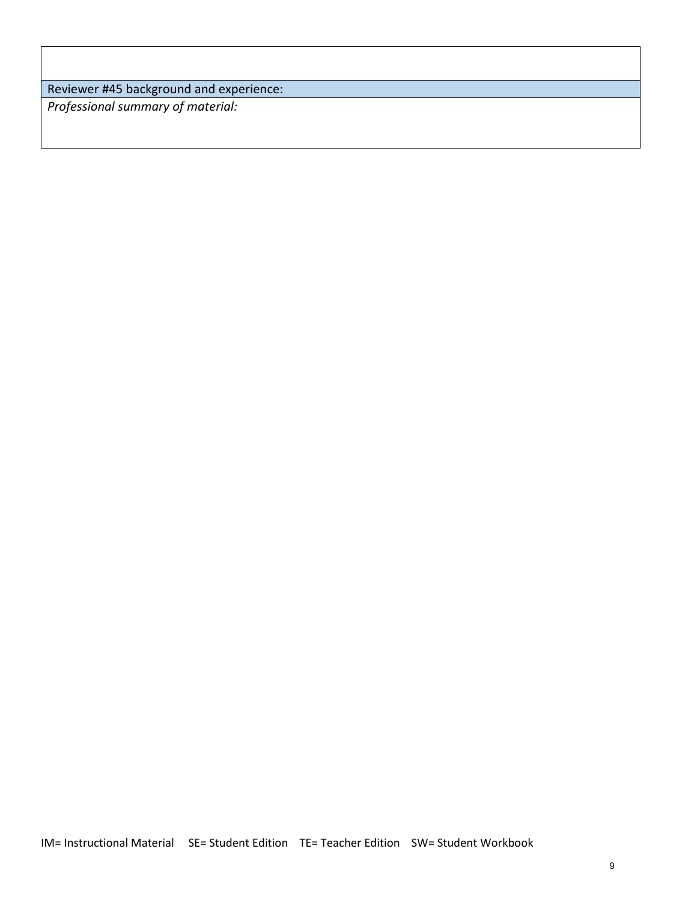| Reviewer #45 background and experience: |
|---|
| *Professional summary of material:* |

IM= Instructional Material SE= Student Edition TE= Teacher Edition SW= Student Workbook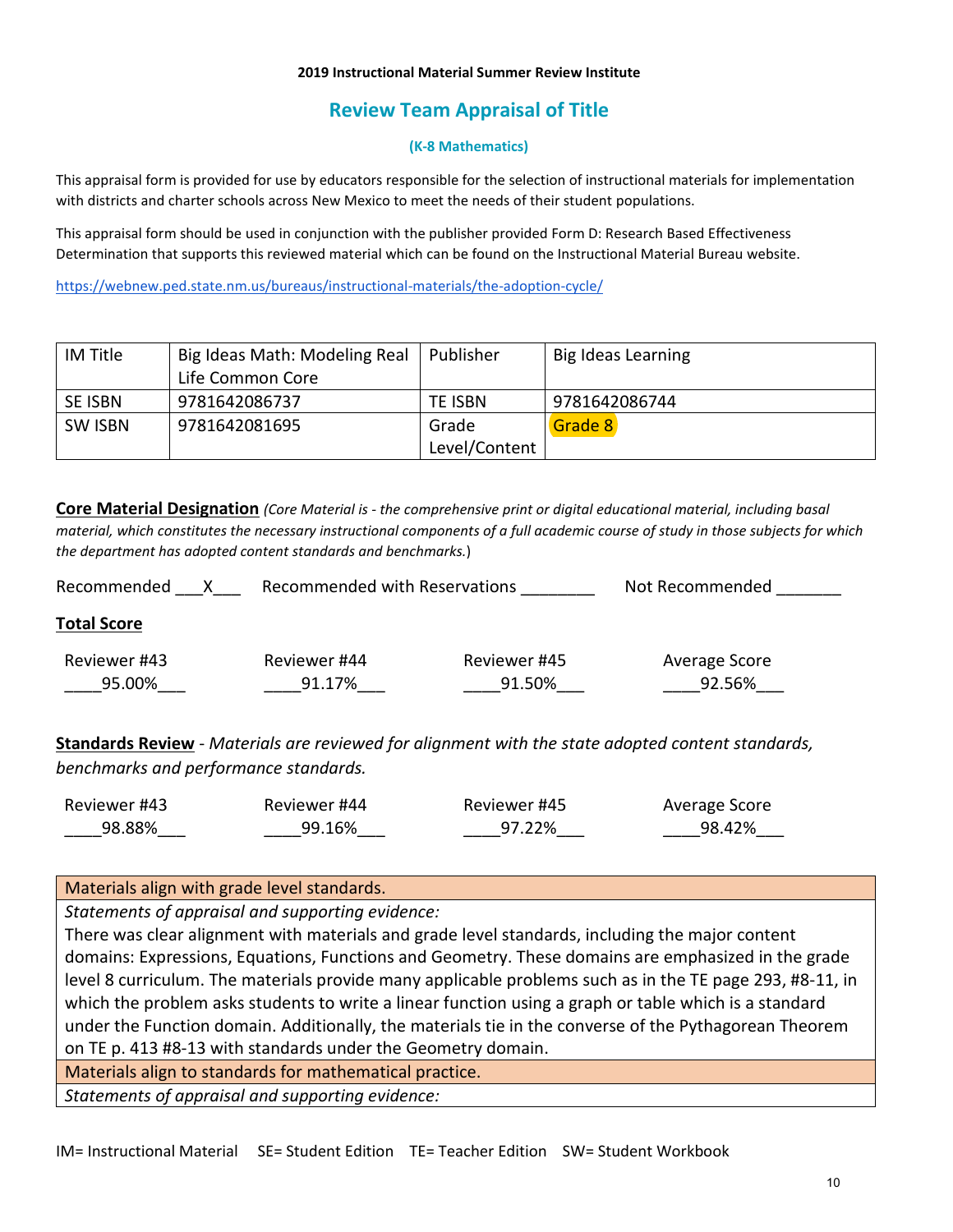**2019 Instructional Material Summer Review Institute**

## Review Team Appraisal of Title

**(K-8 Mathematics)**

This appraisal form is provided for use by educators responsible for the selection of instructional materials for implementation with districts and charter schools across New Mexico to meet the needs of their student populations.

This appraisal form should be used in conjunction with the publisher provided Form D: Research Based Effectiveness Determination that supports this reviewed material which can be found on the Instructional Material Bureau website.

https://webnew.ped.state.nm.us/bureaus/instructional-materials/the-adoption-cycle/

| IM Title | Big Ideas Math: Modeling Real Life Common Core | Publisher | Big Ideas Learning |
|---|---|---|---|
| SE ISBN | 9781642086737 | TE ISBN | 9781642086744 |
| SW ISBN | 9781642081695 | Grade Level/Content | Grade 8 |

**Core Material Designation** *(Core Material is - the comprehensive print or digital educational material, including basal material, which constitutes the necessary instructional components of a full academic course of study in those subjects for which the department has adopted content standards and benchmarks.*)

Recommended ___X___ Recommended with Reservations ________ Not Recommended _______

**Total Score**

| Reviewer #43 | Reviewer #44 | Reviewer #45 | Average Score |
|---|---|---|---|
| 95.00% | 91.17% | 91.50% | 92.56% |

**Standards Review** - *Materials are reviewed for alignment with the state adopted content standards, benchmarks and performance standards.*

| Reviewer #43 | Reviewer #44 | Reviewer #45 | Average Score |
|---|---|---|---|
| 98.88% | 99.16% | 97.22% | 98.42% |

| Materials align with grade level standards. |
|---|
| *Statements of appraisal and supporting evidence:* There was clear alignment with materials and grade level standards, including the major content domains: Expressions, Equations, Functions and Geometry. These domains are emphasized in the grade level 8 curriculum. The materials provide many applicable problems such as in the TE page 293, #8-11, in which the problem asks students to write a linear function using a graph or table which is a standard under the Function domain. Additionally, the materials tie in the converse of the Pythagorean Theorem on TE p. 413 #8-13 with standards under the Geometry domain. |
| **Materials align to standards for mathematical practice.** |
| *Statements of appraisal and supporting evidence:* |

IM= Instructional Material SE= Student Edition TE= Teacher Edition SW= Student Workbook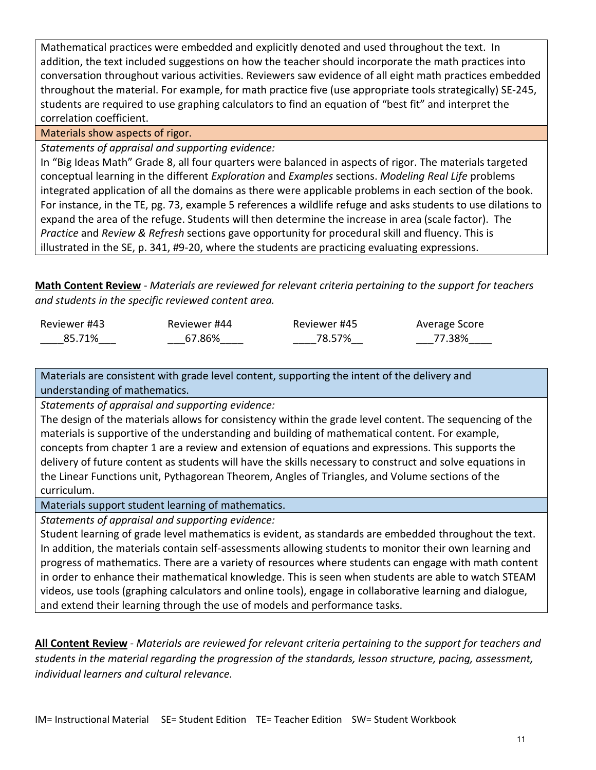Mathematical practices were embedded and explicitly denoted and used throughout the text. In addition, the text included suggestions on how the teacher should incorporate the math practices into conversation throughout various activities. Reviewers saw evidence of all eight math practices embedded throughout the material. For example, for math practice five (use appropriate tools strategically) SE-245, students are required to use graphing calculators to find an equation of "best fit" and interpret the correlation coefficient.

**Materials show aspects of rigor.**

*Statements of appraisal and supporting evidence:*

In "Big Ideas Math" Grade 8, all four quarters were balanced in aspects of rigor. The materials targeted conceptual learning in the different *Exploration* and *Examples* sections. *Modeling Real Life* problems integrated application of all the domains as there were applicable problems in each section of the book. For instance, in the TE, pg. 73, example 5 references a wildlife refuge and asks students to use dilations to expand the area of the refuge. Students will then determine the increase in area (scale factor). The *Practice* and *Review & Refresh* sections gave opportunity for procedural skill and fluency. This is illustrated in the SE, p. 341, #9-20, where the students are practicing evaluating expressions.

**Math Content Review** - *Materials are reviewed for relevant criteria pertaining to the support for teachers and students in the specific reviewed content area.*

| Reviewer #43 | Reviewer #44 | Reviewer #45 | Average Score |
|---|---|---|---|
| 85.71% | 67.86% | 78.57% | 77.38% |

**Materials are consistent with grade level content, supporting the intent of the delivery and understanding of mathematics.**

*Statements of appraisal and supporting evidence:*

The design of the materials allows for consistency within the grade level content. The sequencing of the materials is supportive of the understanding and building of mathematical content. For example, concepts from chapter 1 are a review and extension of equations and expressions. This supports the delivery of future content as students will have the skills necessary to construct and solve equations in the Linear Functions unit, Pythagorean Theorem, Angles of Triangles, and Volume sections of the curriculum.

**Materials support student learning of mathematics.**

*Statements of appraisal and supporting evidence:*

Student learning of grade level mathematics is evident, as standards are embedded throughout the text. In addition, the materials contain self-assessments allowing students to monitor their own learning and progress of mathematics. There are a variety of resources where students can engage with math content in order to enhance their mathematical knowledge. This is seen when students are able to watch STEAM videos, use tools (graphing calculators and online tools), engage in collaborative learning and dialogue, and extend their learning through the use of models and performance tasks.

**All Content Review** - *Materials are reviewed for relevant criteria pertaining to the support for teachers and students in the material regarding the progression of the standards, lesson structure, pacing, assessment, individual learners and cultural relevance.*

IM= Instructional Material SE= Student Edition TE= Teacher Edition SW= Student Workbook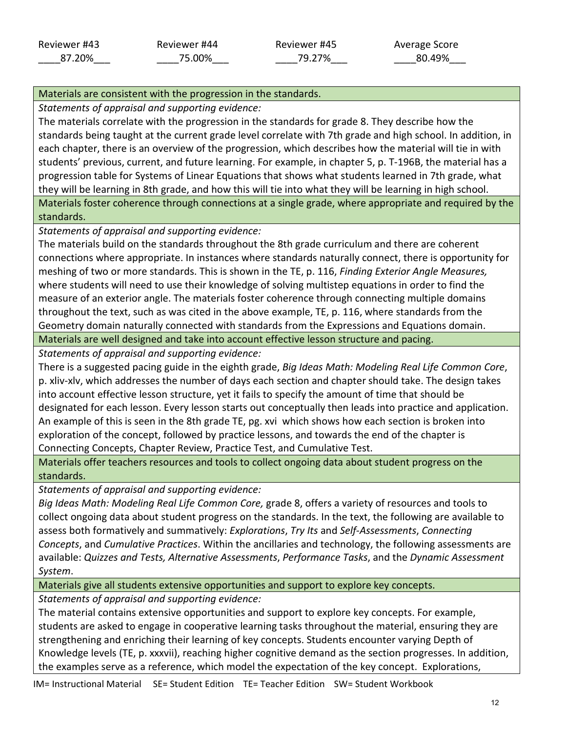| Reviewer #43 | Reviewer #44 | Reviewer #45 | Average Score |
|---|---|---|---|
| ____87.20%___ | ____75.00%___ | ____79.27%___ | ____80.49%___ |

| Materials are consistent with the progression in the standards. |
|---|
| *Statements of appraisal and supporting evidence:* The materials correlate with the progression in the standards for grade 8. They describe how the standards being taught at the current grade level correlate with 7th grade and high school. In addition, in each chapter, there is an overview of the progression, which describes how the material will tie in with students' previous, current, and future learning. For example, in chapter 5, p. T-196B, the material has a progression table for Systems of Linear Equations that shows what students learned in 7th grade, what they will be learning in 8th grade, and how this will tie into what they will be learning in high school. |
| Materials foster coherence through connections at a single grade, where appropriate and required by the standards. |
| *Statements of appraisal and supporting evidence:* The materials build on the standards throughout the 8th grade curriculum and there are coherent connections where appropriate. In instances where standards naturally connect, there is opportunity for meshing of two or more standards. This is shown in the TE, p. 116, *Finding Exterior Angle Measures,* where students will need to use their knowledge of solving multistep equations in order to find the measure of an exterior angle. The materials foster coherence through connecting multiple domains throughout the text, such as was cited in the above example, TE, p. 116, where standards from the Geometry domain naturally connected with standards from the Expressions and Equations domain. |
| Materials are well designed and take into account effective lesson structure and pacing. |
| *Statements of appraisal and supporting evidence:* There is a suggested pacing guide in the eighth grade, *Big Ideas Math: Modeling Real Life Common Core*, p. xliv-xlv, which addresses the number of days each section and chapter should take. The design takes into account effective lesson structure, yet it fails to specify the amount of time that should be designated for each lesson. Every lesson starts out conceptually then leads into practice and application. An example of this is seen in the 8th grade TE, pg. xvi which shows how each section is broken into exploration of the concept, followed by practice lessons, and towards the end of the chapter is Connecting Concepts, Chapter Review, Practice Test, and Cumulative Test. |
| Materials offer teachers resources and tools to collect ongoing data about student progress on the standards. |
| *Statements of appraisal and supporting evidence:* *Big Ideas Math: Modeling Real Life Common Core,* grade 8, offers a variety of resources and tools to collect ongoing data about student progress on the standards. In the text, the following are available to assess both formatively and summatively: *Explorations*, *Try Its* and *Self-Assessments*, *Connecting Concepts*, and *Cumulative Practices*. Within the ancillaries and technology, the following assessments are available: *Quizzes and Tests, Alternative Assessments*, *Performance Tasks*, and the *Dynamic Assessment System*. |
| Materials give all students extensive opportunities and support to explore key concepts. |
| *Statements of appraisal and supporting evidence:* The material contains extensive opportunities and support to explore key concepts. For example, students are asked to engage in cooperative learning tasks throughout the material, ensuring they are strengthening and enriching their learning of key concepts. Students encounter varying Depth of Knowledge levels (TE, p. xxxvii), reaching higher cognitive demand as the section progresses. In addition, the examples serve as a reference, which model the expectation of the key concept. Explorations, |

IM= Instructional Material SE= Student Edition TE= Teacher Edition SW= Student Workbook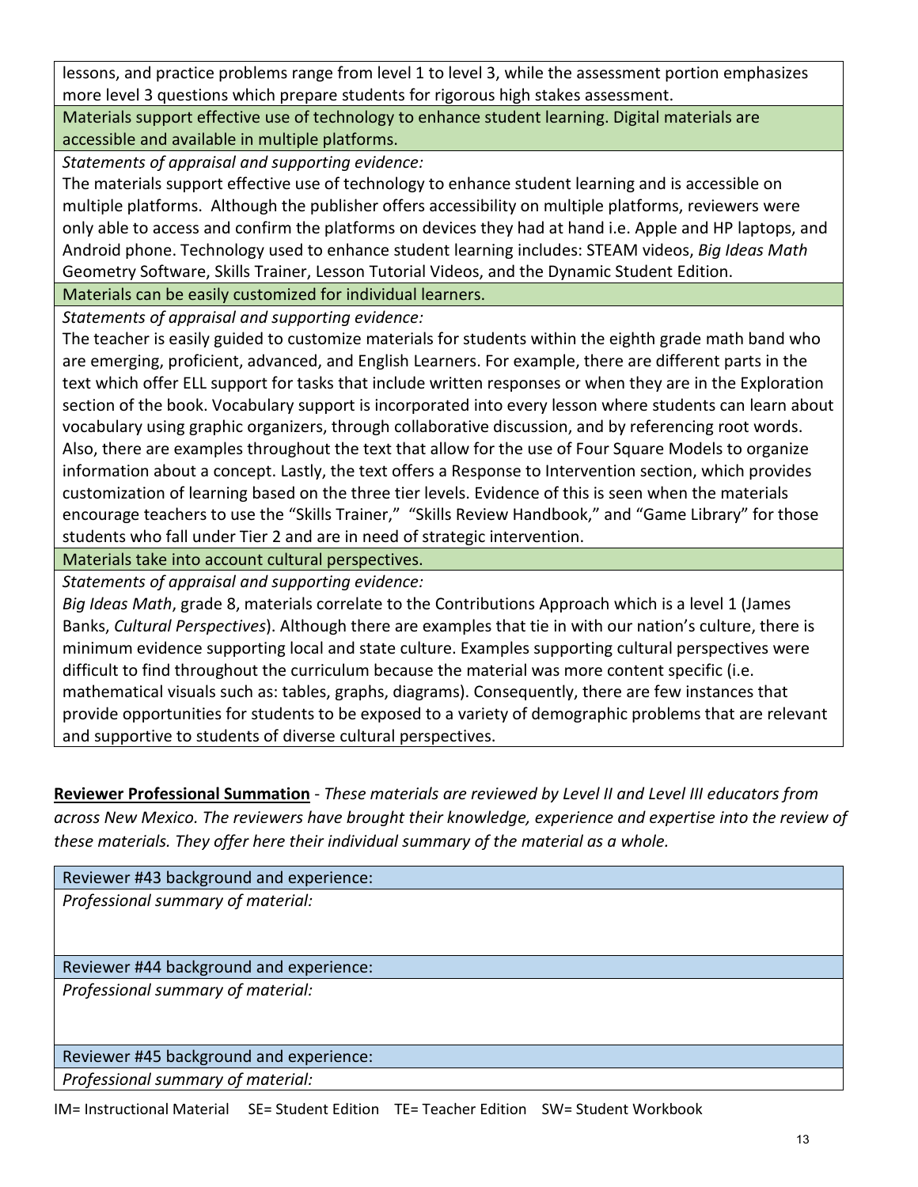lessons, and practice problems range from level 1 to level 3, while the assessment portion emphasizes more level 3 questions which prepare students for rigorous high stakes assessment.

Materials support effective use of technology to enhance student learning. Digital materials are accessible and available in multiple platforms.

*Statements of appraisal and supporting evidence:*

The materials support effective use of technology to enhance student learning and is accessible on multiple platforms. Although the publisher offers accessibility on multiple platforms, reviewers were only able to access and confirm the platforms on devices they had at hand i.e. Apple and HP laptops, and Android phone. Technology used to enhance student learning includes: STEAM videos, *Big Ideas Math* Geometry Software, Skills Trainer, Lesson Tutorial Videos, and the Dynamic Student Edition.

Materials can be easily customized for individual learners.

*Statements of appraisal and supporting evidence:*

The teacher is easily guided to customize materials for students within the eighth grade math band who are emerging, proficient, advanced, and English Learners. For example, there are different parts in the text which offer ELL support for tasks that include written responses or when they are in the Exploration section of the book. Vocabulary support is incorporated into every lesson where students can learn about vocabulary using graphic organizers, through collaborative discussion, and by referencing root words. Also, there are examples throughout the text that allow for the use of Four Square Models to organize information about a concept. Lastly, the text offers a Response to Intervention section, which provides customization of learning based on the three tier levels. Evidence of this is seen when the materials encourage teachers to use the "Skills Trainer," "Skills Review Handbook," and "Game Library" for those students who fall under Tier 2 and are in need of strategic intervention.

Materials take into account cultural perspectives.

*Statements of appraisal and supporting evidence:*

*Big Ideas Math*, grade 8, materials correlate to the Contributions Approach which is a level 1 (James Banks, *Cultural Perspectives*). Although there are examples that tie in with our nation's culture, there is minimum evidence supporting local and state culture. Examples supporting cultural perspectives were difficult to find throughout the curriculum because the material was more content specific (i.e. mathematical visuals such as: tables, graphs, diagrams). Consequently, there are few instances that provide opportunities for students to be exposed to a variety of demographic problems that are relevant and supportive to students of diverse cultural perspectives.

**Reviewer Professional Summation** - *These materials are reviewed by Level II and Level III educators from across New Mexico. The reviewers have brought their knowledge, experience and expertise into the review of these materials. They offer here their individual summary of the material as a whole.*

Reviewer #43 background and experience:

*Professional summary of material:*

Reviewer #44 background and experience:

*Professional summary of material:*

Reviewer #45 background and experience:

*Professional summary of material:*

IM= Instructional Material SE= Student Edition TE= Teacher Edition SW= Student Workbook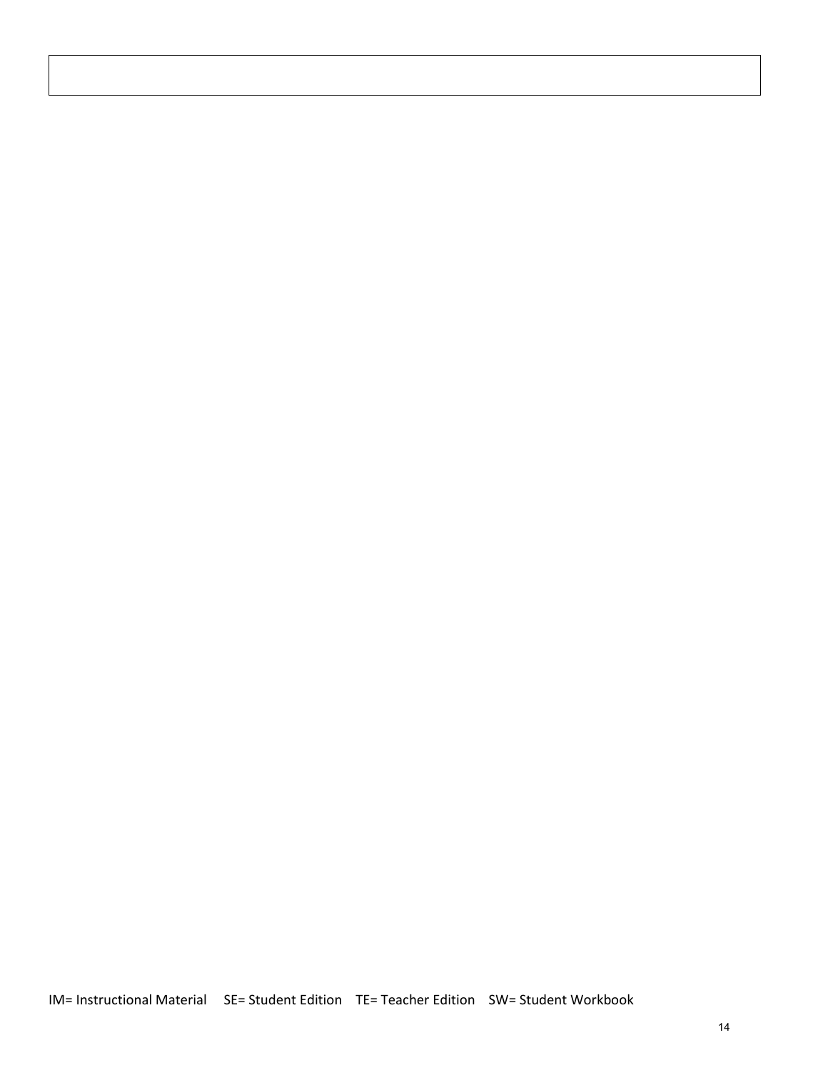IM= Instructional Material SE= Student Edition TE= Teacher Edition SW= Student Workbook